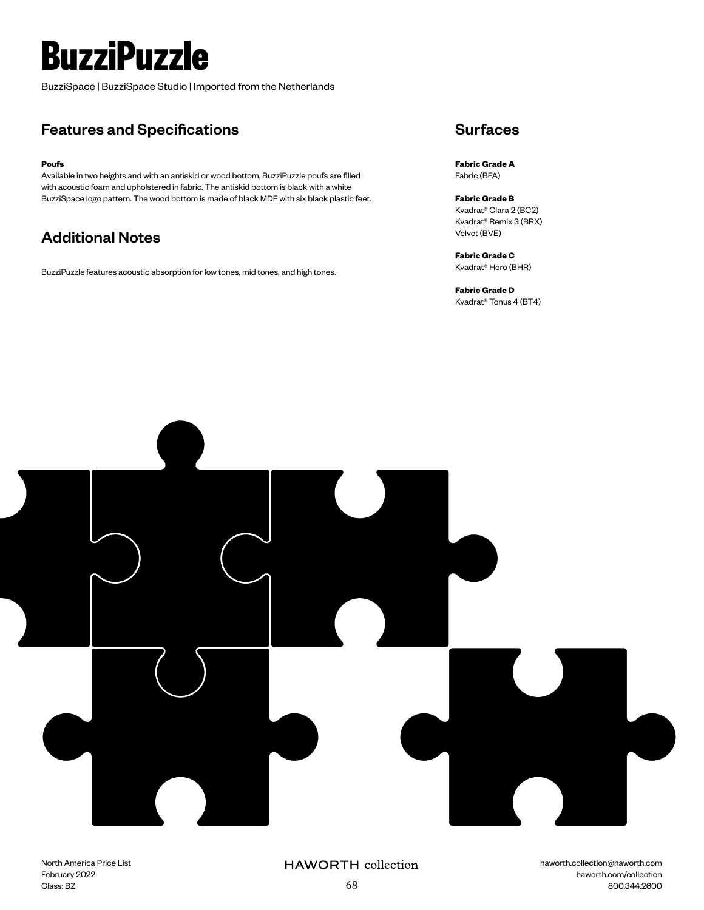# BuzziPuzzle

BuzziSpace | BuzziSpace Studio | Imported from the Netherlands

## Features and Specifications

**Poufs**

Available in two heights and with an antiskid or wood bottom, BuzziPuzzle poufs are filled with acoustic foam and upholstered in fabric. The antiskid bottom is black with a white BuzziSpace logo pattern. The wood bottom is made of black MDF with six black plastic feet.

## Additional Notes

BuzziPuzzle features acoustic absorption for low tones, mid tones, and high tones.

## Surfaces

**Fabric Grade A**
Fabric (BFA)

**Fabric Grade B**
Kvadrat® Clara 2 (BC2)
Kvadrat® Remix 3 (BRX)
Velvet (BVE)

**Fabric Grade C**
Kvadrat® Hero (BHR)

**Fabric Grade D**
Kvadrat® Tonus 4 (BT4)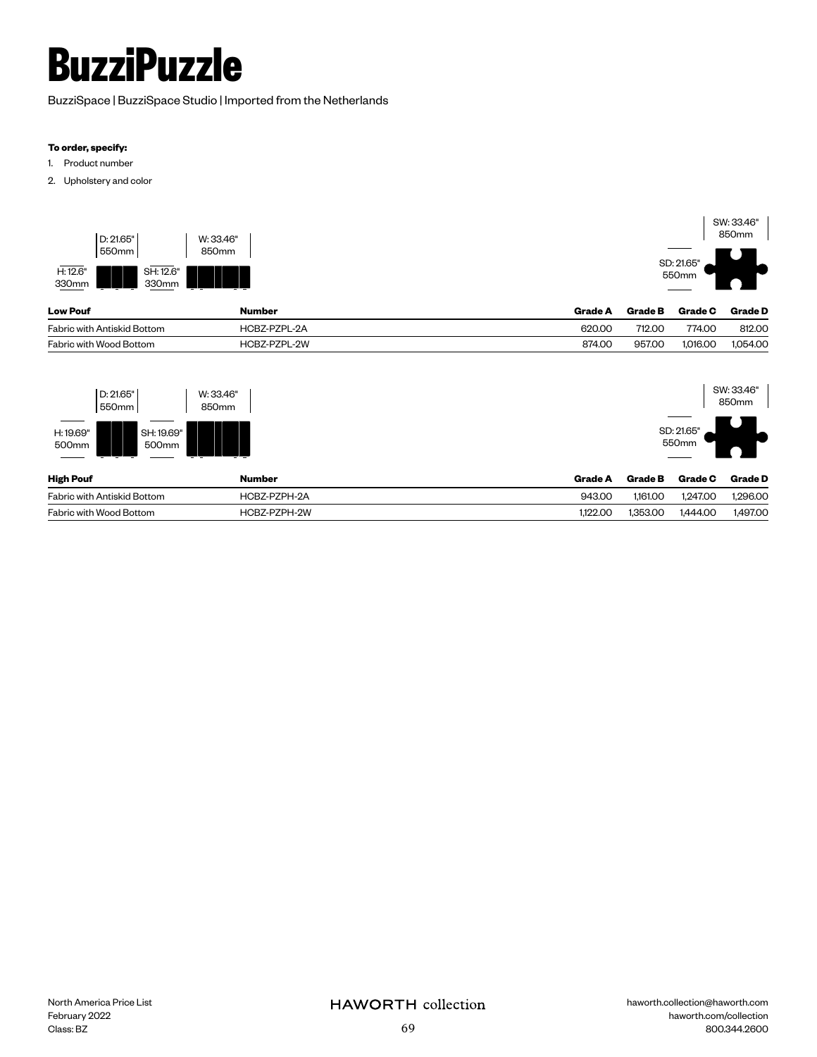# BuzziPuzzle

BuzziSpace | BuzziSpace Studio | Imported from the Netherlands

**To order, specify:**

1. Product number
2. Upholstery and color

D: 21.65" 550mm
W: 33.46" 850mm
H: 12.6" 330mm
SH: 12.6" 330mm
SW: 33.46" 850mm
SD: 21.65" 550mm

| Low Pouf | Number | Grade A | Grade B | Grade C | Grade D |
|---|---|---|---|---|---|
| Fabric with Antiskid Bottom | HCBZ-PZPL-2A | 620.00 | 712.00 | 774.00 | 812.00 |
| Fabric with Wood Bottom | HCBZ-PZPL-2W | 874.00 | 957.00 | 1,016.00 | 1,054.00 |

D: 21.65" 550mm
W: 33.46" 850mm
H: 19.69" 500mm
SH: 19.69" 500mm
SW: 33.46" 850mm
SD: 21.65" 550mm

| High Pouf | Number | Grade A | Grade B | Grade C | Grade D |
|---|---|---|---|---|---|
| Fabric with Antiskid Bottom | HCBZ-PZPH-2A | 943.00 | 1,161.00 | 1,247.00 | 1,296.00 |
| Fabric with Wood Bottom | HCBZ-PZPH-2W | 1,122.00 | 1,353.00 | 1,444.00 | 1,497.00 |